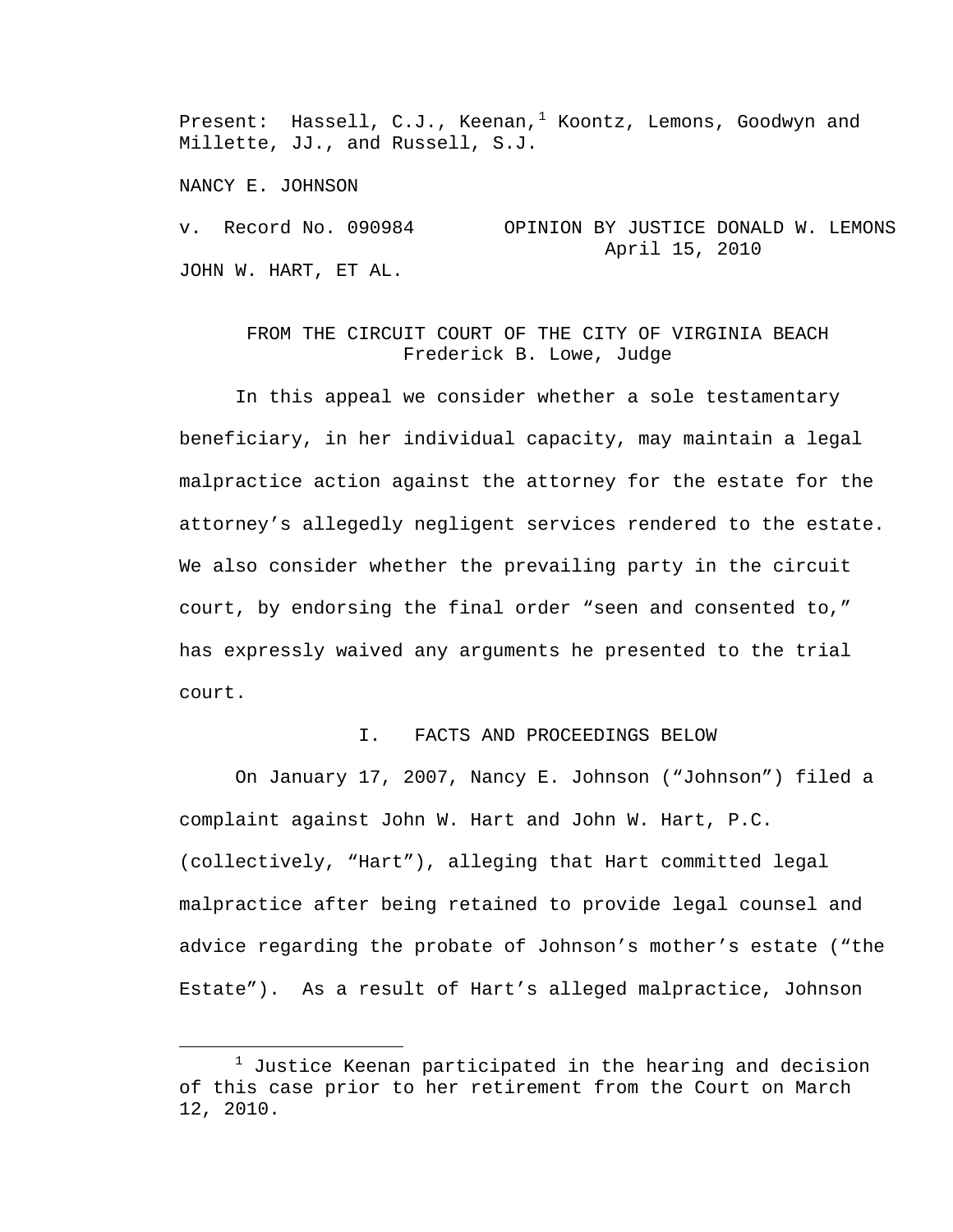Present: Hassell, C.J., Keenan,[1] Koontz, Lemons, Goodwyn and Millette, JJ., and Russell, S.J.

NANCY E. JOHNSON

v. Record No. 090984 OPINION BY JUSTICE DONALD W. LEMONS
April 15, 2010

JOHN W. HART, ET AL.

FROM THE CIRCUIT COURT OF THE CITY OF VIRGINIA BEACH
Frederick B. Lowe, Judge

In this appeal we consider whether a sole testamentary beneficiary, in her individual capacity, may maintain a legal malpractice action against the attorney for the estate for the attorney's allegedly negligent services rendered to the estate. We also consider whether the prevailing party in the circuit court, by endorsing the final order "seen and consented to," has expressly waived any arguments he presented to the trial court.

## I. FACTS AND PROCEEDINGS BELOW

On January 17, 2007, Nancy E. Johnson ("Johnson") filed a complaint against John W. Hart and John W. Hart, P.C. (collectively, "Hart"), alleging that Hart committed legal malpractice after being retained to provide legal counsel and advice regarding the probate of Johnson's mother's estate ("the Estate"). As a result of Hart's alleged malpractice, Johnson

[1] Justice Keenan participated in the hearing and decision of this case prior to her retirement from the Court on March 12, 2010.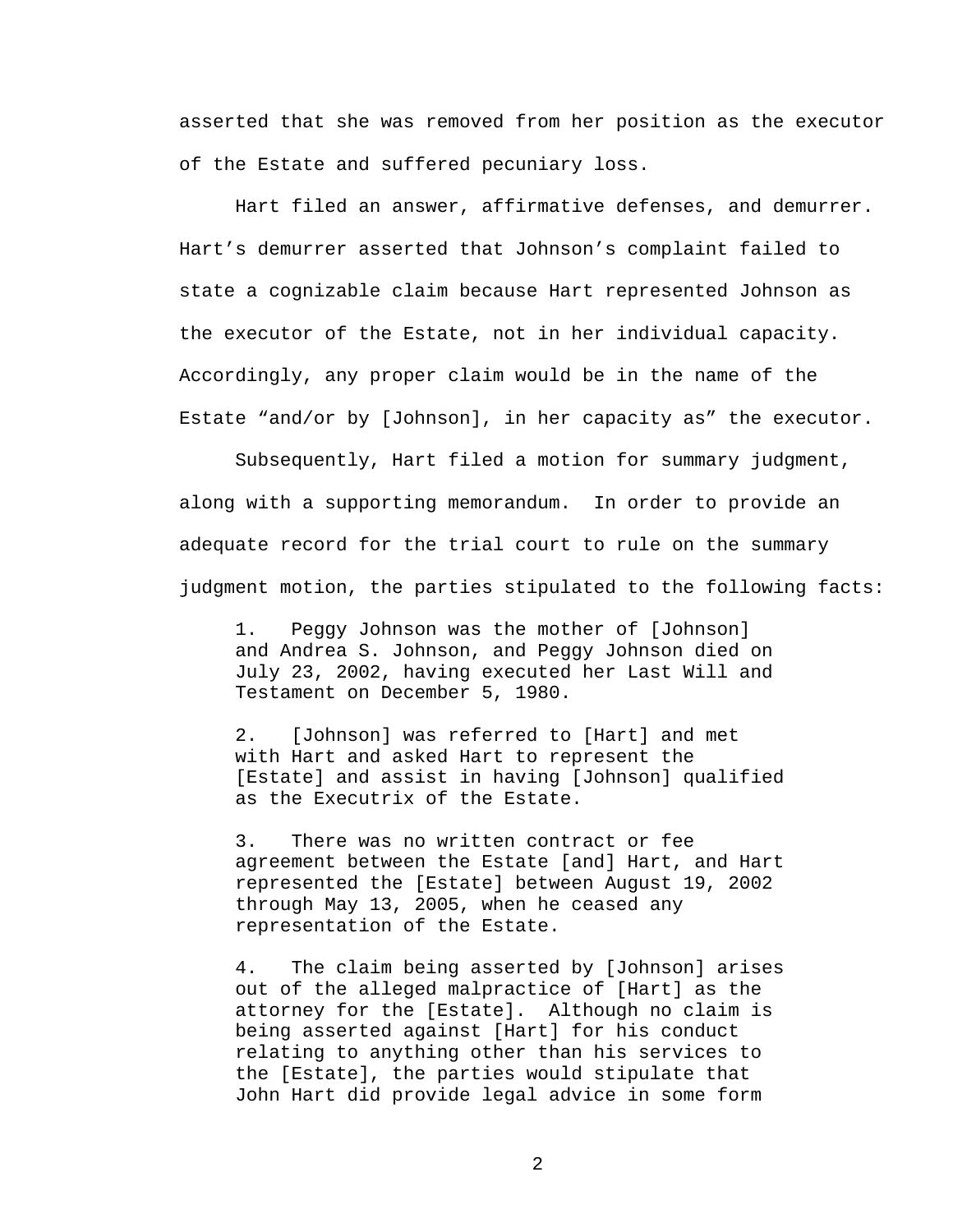asserted that she was removed from her position as the executor of the Estate and suffered pecuniary loss.

Hart filed an answer, affirmative defenses, and demurrer. Hart's demurrer asserted that Johnson's complaint failed to state a cognizable claim because Hart represented Johnson as the executor of the Estate, not in her individual capacity. Accordingly, any proper claim would be in the name of the Estate "and/or by [Johnson], in her capacity as" the executor.

Subsequently, Hart filed a motion for summary judgment, along with a supporting memorandum. In order to provide an adequate record for the trial court to rule on the summary judgment motion, the parties stipulated to the following facts:

> 1. Peggy Johnson was the mother of [Johnson] and Andrea S. Johnson, and Peggy Johnson died on July 23, 2002, having executed her Last Will and Testament on December 5, 1980.
>
> 2. [Johnson] was referred to [Hart] and met with Hart and asked Hart to represent the [Estate] and assist in having [Johnson] qualified as the Executrix of the Estate.
>
> 3. There was no written contract or fee agreement between the Estate [and] Hart, and Hart represented the [Estate] between August 19, 2002 through May 13, 2005, when he ceased any representation of the Estate.
>
> 4. The claim being asserted by [Johnson] arises out of the alleged malpractice of [Hart] as the attorney for the [Estate]. Although no claim is being asserted against [Hart] for his conduct relating to anything other than his services to the [Estate], the parties would stipulate that John Hart did provide legal advice in some form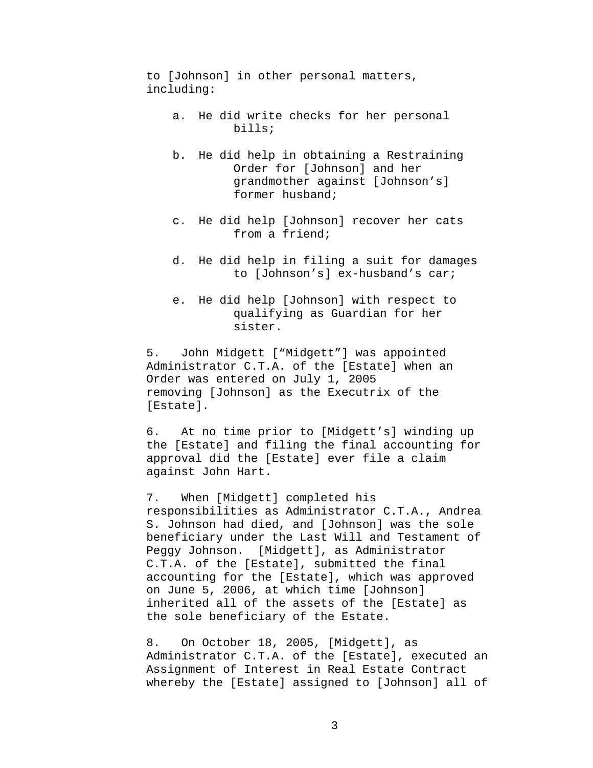to [Johnson] in other personal matters, including:

a. He did write checks for her personal bills;

b. He did help in obtaining a Restraining Order for [Johnson] and her grandmother against [Johnson's] former husband;

c. He did help [Johnson] recover her cats from a friend;

d. He did help in filing a suit for damages to [Johnson's] ex-husband's car;

e. He did help [Johnson] with respect to qualifying as Guardian for her sister.

5. John Midgett ["Midgett"] was appointed Administrator C.T.A. of the [Estate] when an Order was entered on July 1, 2005 removing [Johnson] as the Executrix of the [Estate].

6. At no time prior to [Midgett's] winding up the [Estate] and filing the final accounting for approval did the [Estate] ever file a claim against John Hart.

7. When [Midgett] completed his responsibilities as Administrator C.T.A., Andrea S. Johnson had died, and [Johnson] was the sole beneficiary under the Last Will and Testament of Peggy Johnson. [Midgett], as Administrator C.T.A. of the [Estate], submitted the final accounting for the [Estate], which was approved on June 5, 2006, at which time [Johnson] inherited all of the assets of the [Estate] as the sole beneficiary of the Estate.

8. On October 18, 2005, [Midgett], as Administrator C.T.A. of the [Estate], executed an Assignment of Interest in Real Estate Contract whereby the [Estate] assigned to [Johnson] all of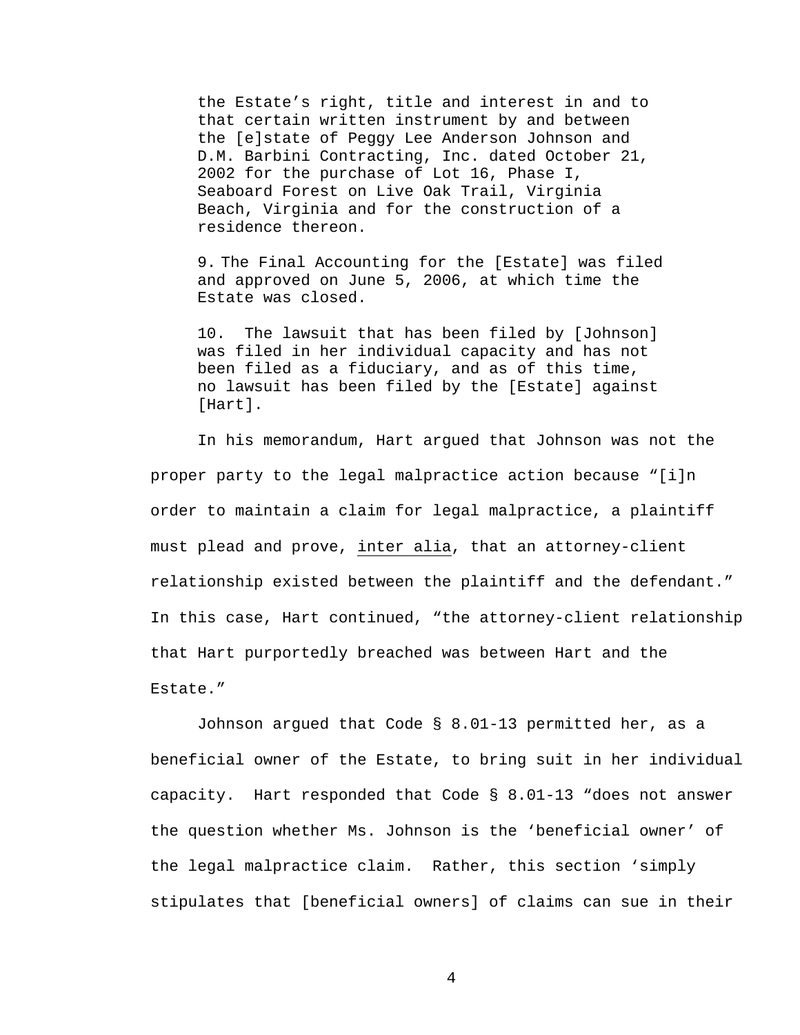> the Estate's right, title and interest in and to that certain written instrument by and between the [e]state of Peggy Lee Anderson Johnson and D.M. Barbini Contracting, Inc. dated October 21, 2002 for the purchase of Lot 16, Phase I, Seaboard Forest on Live Oak Trail, Virginia Beach, Virginia and for the construction of a residence thereon.
>
> 9. The Final Accounting for the [Estate] was filed and approved on June 5, 2006, at which time the Estate was closed.
>
> 10. The lawsuit that has been filed by [Johnson] was filed in her individual capacity and has not been filed as a fiduciary, and as of this time, no lawsuit has been filed by the [Estate] against [Hart].

In his memorandum, Hart argued that Johnson was not the proper party to the legal malpractice action because "[i]n order to maintain a claim for legal malpractice, a plaintiff must plead and prove, inter alia, that an attorney-client relationship existed between the plaintiff and the defendant." In this case, Hart continued, "the attorney-client relationship that Hart purportedly breached was between Hart and the Estate."

Johnson argued that Code § 8.01-13 permitted her, as a beneficial owner of the Estate, to bring suit in her individual capacity. Hart responded that Code § 8.01-13 "does not answer the question whether Ms. Johnson is the 'beneficial owner' of the legal malpractice claim. Rather, this section 'simply stipulates that [beneficial owners] of claims can sue in their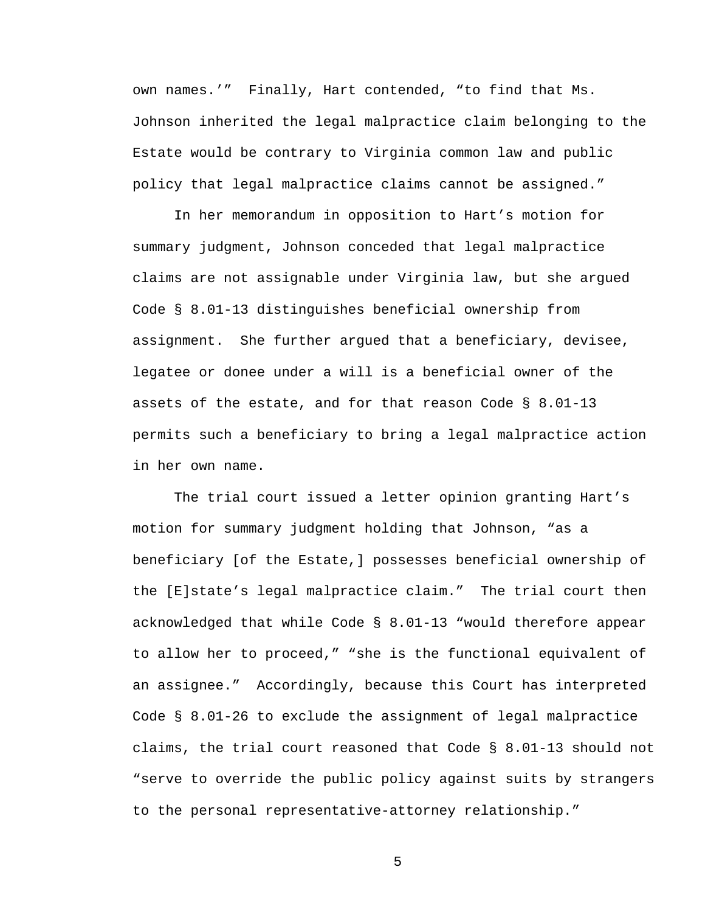own names.'" Finally, Hart contended, "to find that Ms. Johnson inherited the legal malpractice claim belonging to the Estate would be contrary to Virginia common law and public policy that legal malpractice claims cannot be assigned."

In her memorandum in opposition to Hart's motion for summary judgment, Johnson conceded that legal malpractice claims are not assignable under Virginia law, but she argued Code § 8.01-13 distinguishes beneficial ownership from assignment. She further argued that a beneficiary, devisee, legatee or donee under a will is a beneficial owner of the assets of the estate, and for that reason Code § 8.01-13 permits such a beneficiary to bring a legal malpractice action in her own name.

The trial court issued a letter opinion granting Hart's motion for summary judgment holding that Johnson, "as a beneficiary [of the Estate,] possesses beneficial ownership of the [E]state's legal malpractice claim." The trial court then acknowledged that while Code § 8.01-13 "would therefore appear to allow her to proceed," "she is the functional equivalent of an assignee." Accordingly, because this Court has interpreted Code § 8.01-26 to exclude the assignment of legal malpractice claims, the trial court reasoned that Code § 8.01-13 should not "serve to override the public policy against suits by strangers to the personal representative-attorney relationship."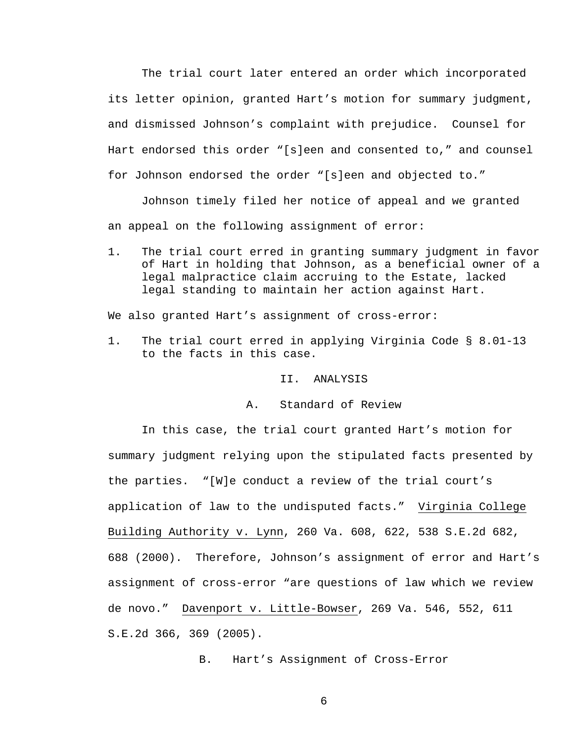The trial court later entered an order which incorporated its letter opinion, granted Hart's motion for summary judgment, and dismissed Johnson's complaint with prejudice. Counsel for Hart endorsed this order "[s]een and consented to," and counsel for Johnson endorsed the order "[s]een and objected to."

Johnson timely filed her notice of appeal and we granted an appeal on the following assignment of error:

1. The trial court erred in granting summary judgment in favor of Hart in holding that Johnson, as a beneficial owner of a legal malpractice claim accruing to the Estate, lacked legal standing to maintain her action against Hart.

We also granted Hart's assignment of cross-error:

1. The trial court erred in applying Virginia Code § 8.01-13 to the facts in this case.

## II. ANALYSIS

### A. Standard of Review

In this case, the trial court granted Hart's motion for summary judgment relying upon the stipulated facts presented by the parties. "[W]e conduct a review of the trial court's application of law to the undisputed facts." Virginia College Building Authority v. Lynn, 260 Va. 608, 622, 538 S.E.2d 682, 688 (2000). Therefore, Johnson's assignment of error and Hart's assignment of cross-error "are questions of law which we review de novo." Davenport v. Little-Bowser, 269 Va. 546, 552, 611 S.E.2d 366, 369 (2005).

### B. Hart's Assignment of Cross-Error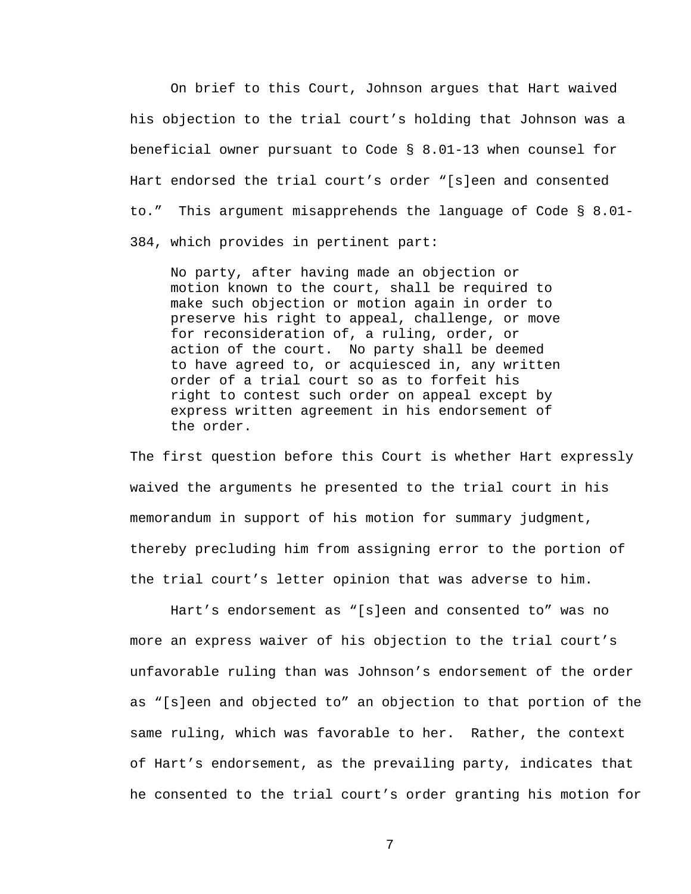On brief to this Court, Johnson argues that Hart waived his objection to the trial court's holding that Johnson was a beneficial owner pursuant to Code § 8.01-13 when counsel for Hart endorsed the trial court's order "[s]een and consented to." This argument misapprehends the language of Code § 8.01-384, which provides in pertinent part:

> No party, after having made an objection or motion known to the court, shall be required to make such objection or motion again in order to preserve his right to appeal, challenge, or move for reconsideration of, a ruling, order, or action of the court. No party shall be deemed to have agreed to, or acquiesced in, any written order of a trial court so as to forfeit his right to contest such order on appeal except by express written agreement in his endorsement of the order.

The first question before this Court is whether Hart expressly waived the arguments he presented to the trial court in his memorandum in support of his motion for summary judgment, thereby precluding him from assigning error to the portion of the trial court's letter opinion that was adverse to him.

Hart's endorsement as "[s]een and consented to" was no more an express waiver of his objection to the trial court's unfavorable ruling than was Johnson's endorsement of the order as "[s]een and objected to" an objection to that portion of the same ruling, which was favorable to her. Rather, the context of Hart's endorsement, as the prevailing party, indicates that he consented to the trial court's order granting his motion for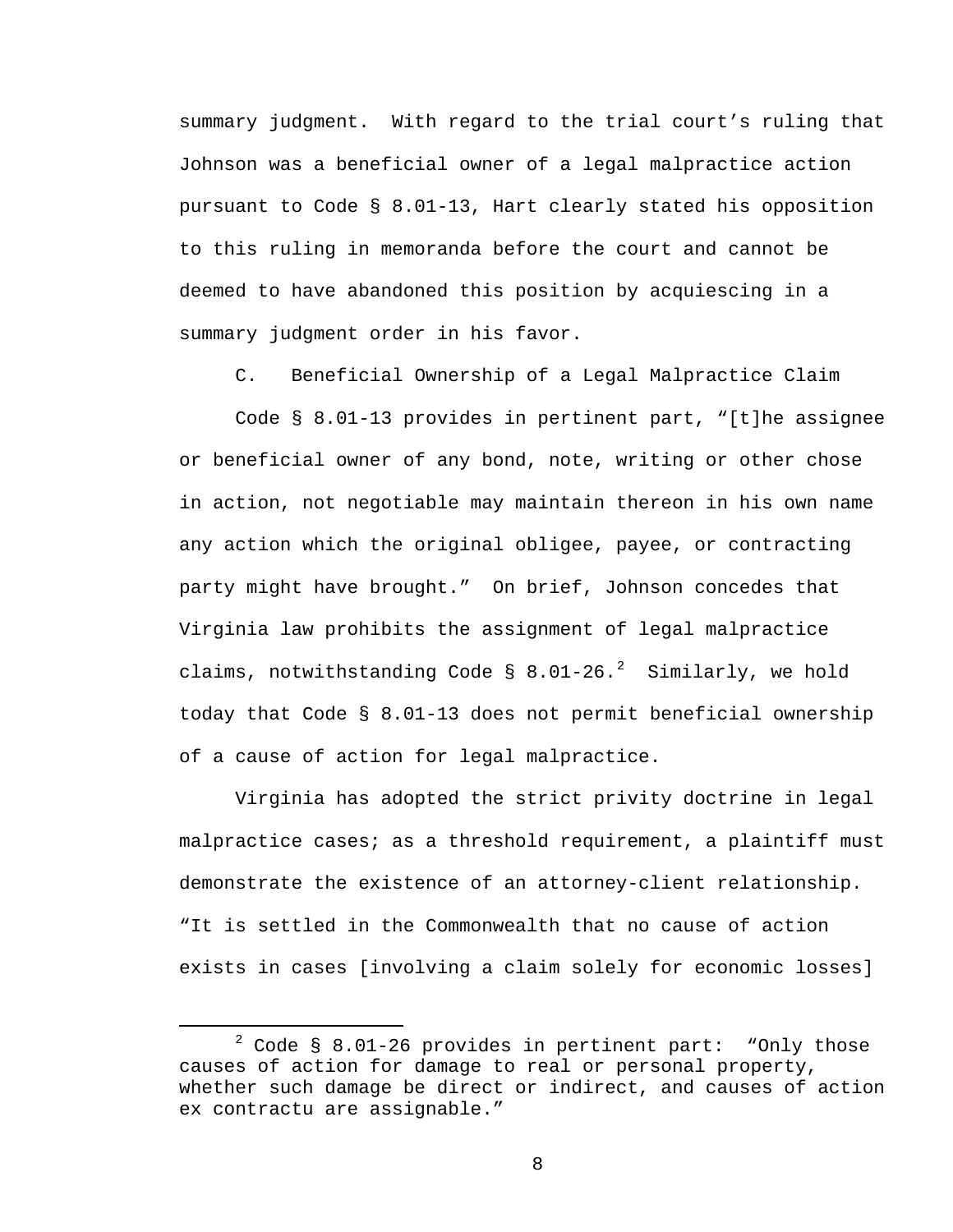summary judgment. With regard to the trial court's ruling that Johnson was a beneficial owner of a legal malpractice action pursuant to Code § 8.01-13, Hart clearly stated his opposition to this ruling in memoranda before the court and cannot be deemed to have abandoned this position by acquiescing in a summary judgment order in his favor.

C. Beneficial Ownership of a Legal Malpractice Claim

Code § 8.01-13 provides in pertinent part, "[t]he assignee or beneficial owner of any bond, note, writing or other chose in action, not negotiable may maintain thereon in his own name any action which the original obligee, payee, or contracting party might have brought." On brief, Johnson concedes that Virginia law prohibits the assignment of legal malpractice claims, notwithstanding Code § 8.01-26.[2] Similarly, we hold today that Code § 8.01-13 does not permit beneficial ownership of a cause of action for legal malpractice.

Virginia has adopted the strict privity doctrine in legal malpractice cases; as a threshold requirement, a plaintiff must demonstrate the existence of an attorney-client relationship. "It is settled in the Commonwealth that no cause of action exists in cases [involving a claim solely for economic losses]

[2] Code § 8.01-26 provides in pertinent part: "Only those causes of action for damage to real or personal property, whether such damage be direct or indirect, and causes of action ex contractu are assignable."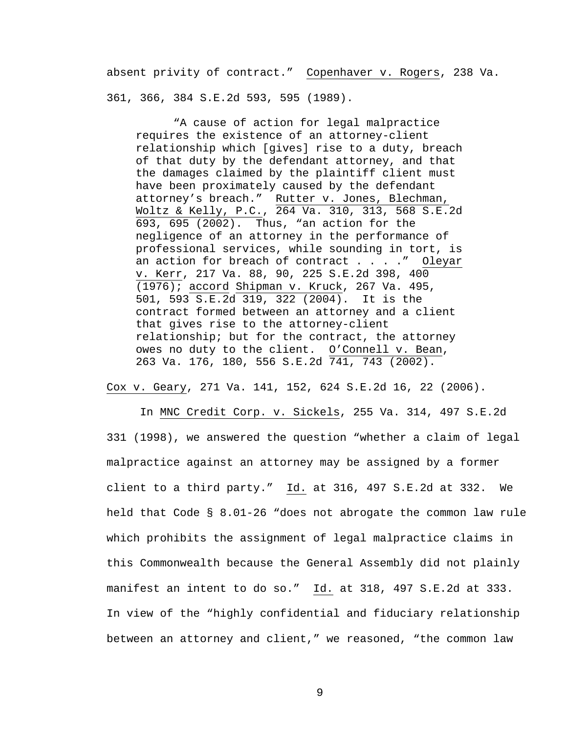absent privity of contract." Copenhaver v. Rogers, 238 Va. 361, 366, 384 S.E.2d 593, 595 (1989).

> "A cause of action for legal malpractice requires the existence of an attorney-client relationship which [gives] rise to a duty, breach of that duty by the defendant attorney, and that the damages claimed by the plaintiff client must have been proximately caused by the defendant attorney's breach." Rutter v. Jones, Blechman, Woltz & Kelly, P.C., 264 Va. 310, 313, 568 S.E.2d 693, 695 (2002). Thus, "an action for the negligence of an attorney in the performance of professional services, while sounding in tort, is an action for breach of contract . . . ." Oleyar v. Kerr, 217 Va. 88, 90, 225 S.E.2d 398, 400 (1976); accord Shipman v. Kruck, 267 Va. 495, 501, 593 S.E.2d 319, 322 (2004). It is the contract formed between an attorney and a client that gives rise to the attorney-client relationship; but for the contract, the attorney owes no duty to the client. O'Connell v. Bean, 263 Va. 176, 180, 556 S.E.2d 741, 743 (2002).

Cox v. Geary, 271 Va. 141, 152, 624 S.E.2d 16, 22 (2006).

In MNC Credit Corp. v. Sickels, 255 Va. 314, 497 S.E.2d 331 (1998), we answered the question "whether a claim of legal malpractice against an attorney may be assigned by a former client to a third party." Id. at 316, 497 S.E.2d at 332. We held that Code § 8.01-26 "does not abrogate the common law rule which prohibits the assignment of legal malpractice claims in this Commonwealth because the General Assembly did not plainly manifest an intent to do so." Id. at 318, 497 S.E.2d at 333. In view of the "highly confidential and fiduciary relationship between an attorney and client," we reasoned, "the common law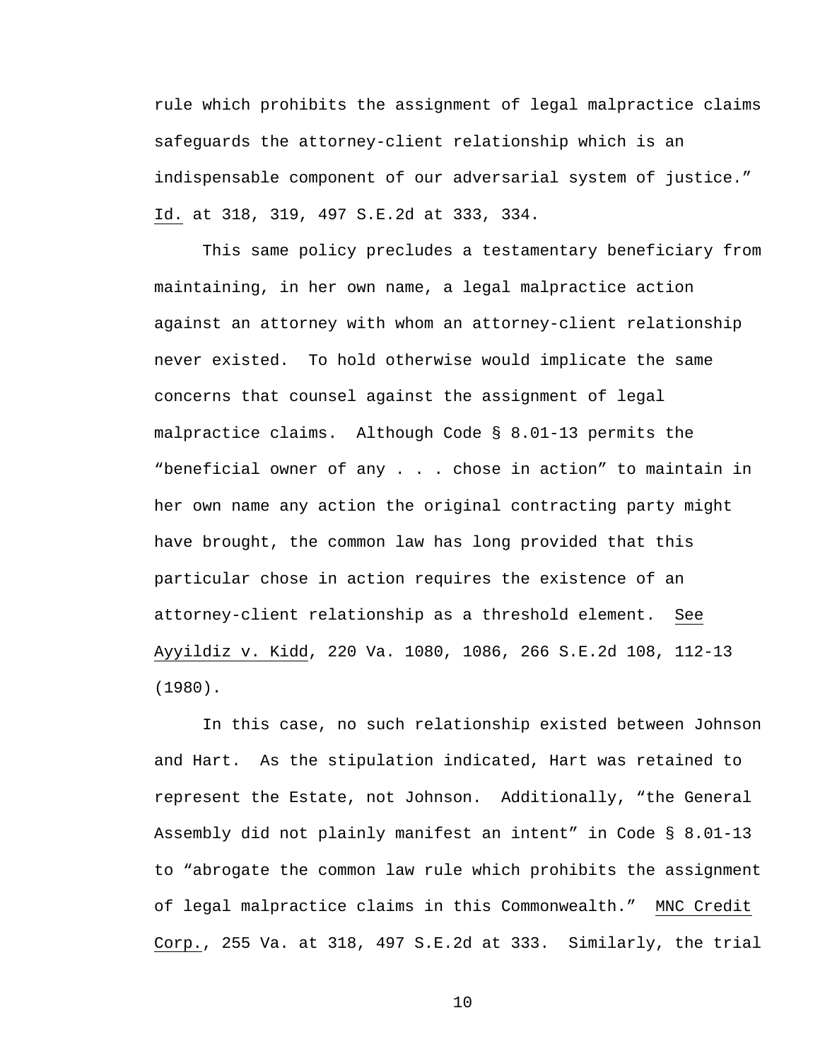rule which prohibits the assignment of legal malpractice claims safeguards the attorney-client relationship which is an indispensable component of our adversarial system of justice." Id. at 318, 319, 497 S.E.2d at 333, 334.

This same policy precludes a testamentary beneficiary from maintaining, in her own name, a legal malpractice action against an attorney with whom an attorney-client relationship never existed. To hold otherwise would implicate the same concerns that counsel against the assignment of legal malpractice claims. Although Code § 8.01-13 permits the "beneficial owner of any . . . chose in action" to maintain in her own name any action the original contracting party might have brought, the common law has long provided that this particular chose in action requires the existence of an attorney-client relationship as a threshold element. See Ayyildiz v. Kidd, 220 Va. 1080, 1086, 266 S.E.2d 108, 112-13 (1980).

In this case, no such relationship existed between Johnson and Hart. As the stipulation indicated, Hart was retained to represent the Estate, not Johnson. Additionally, "the General Assembly did not plainly manifest an intent" in Code § 8.01-13 to "abrogate the common law rule which prohibits the assignment of legal malpractice claims in this Commonwealth." MNC Credit Corp., 255 Va. at 318, 497 S.E.2d at 333. Similarly, the trial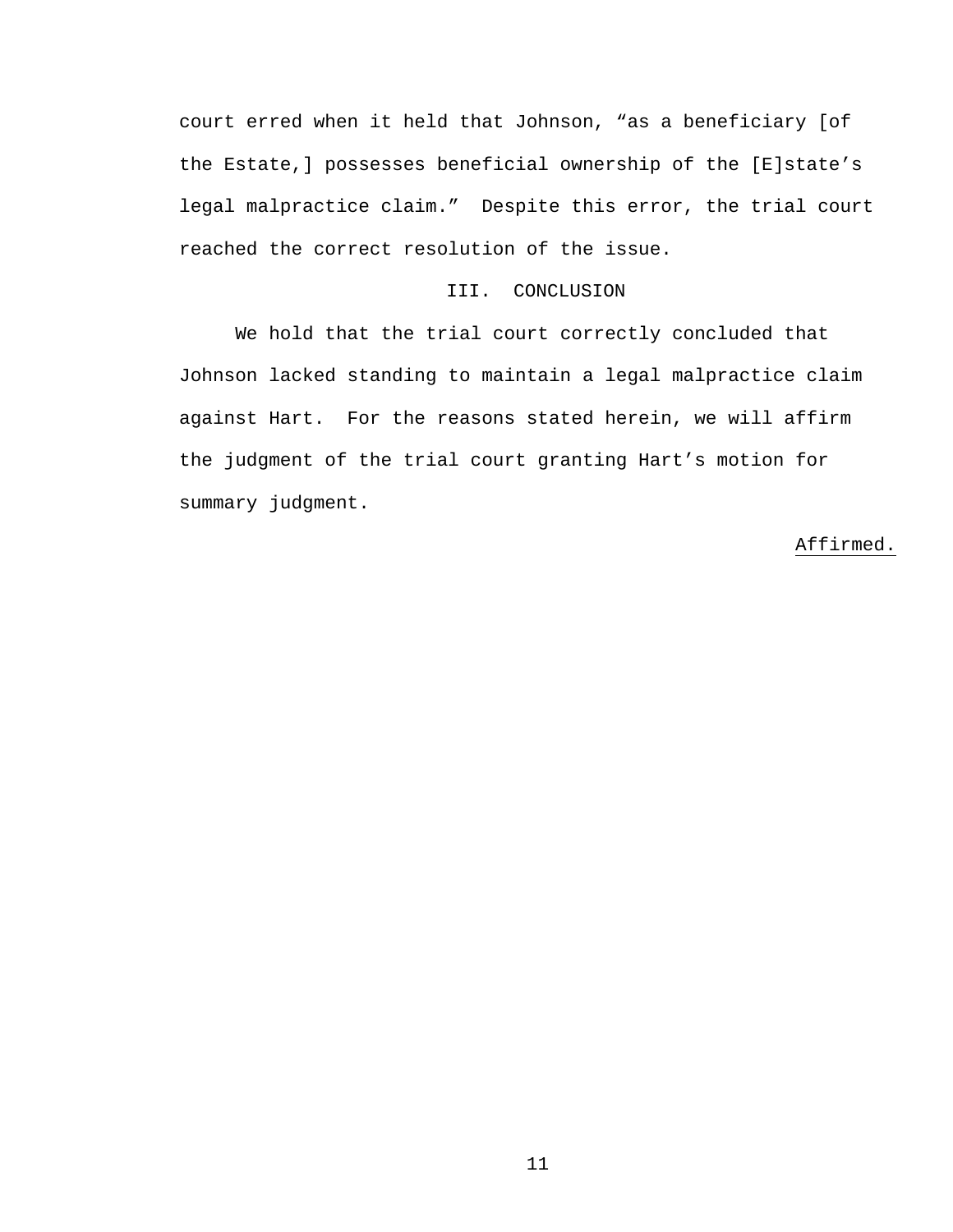court erred when it held that Johnson, “as a beneficiary [of the Estate,] possesses beneficial ownership of the [E]state’s legal malpractice claim.” Despite this error, the trial court reached the correct resolution of the issue.

## III. CONCLUSION

We hold that the trial court correctly concluded that Johnson lacked standing to maintain a legal malpractice claim against Hart. For the reasons stated herein, we will affirm the judgment of the trial court granting Hart’s motion for summary judgment.

Affirmed.